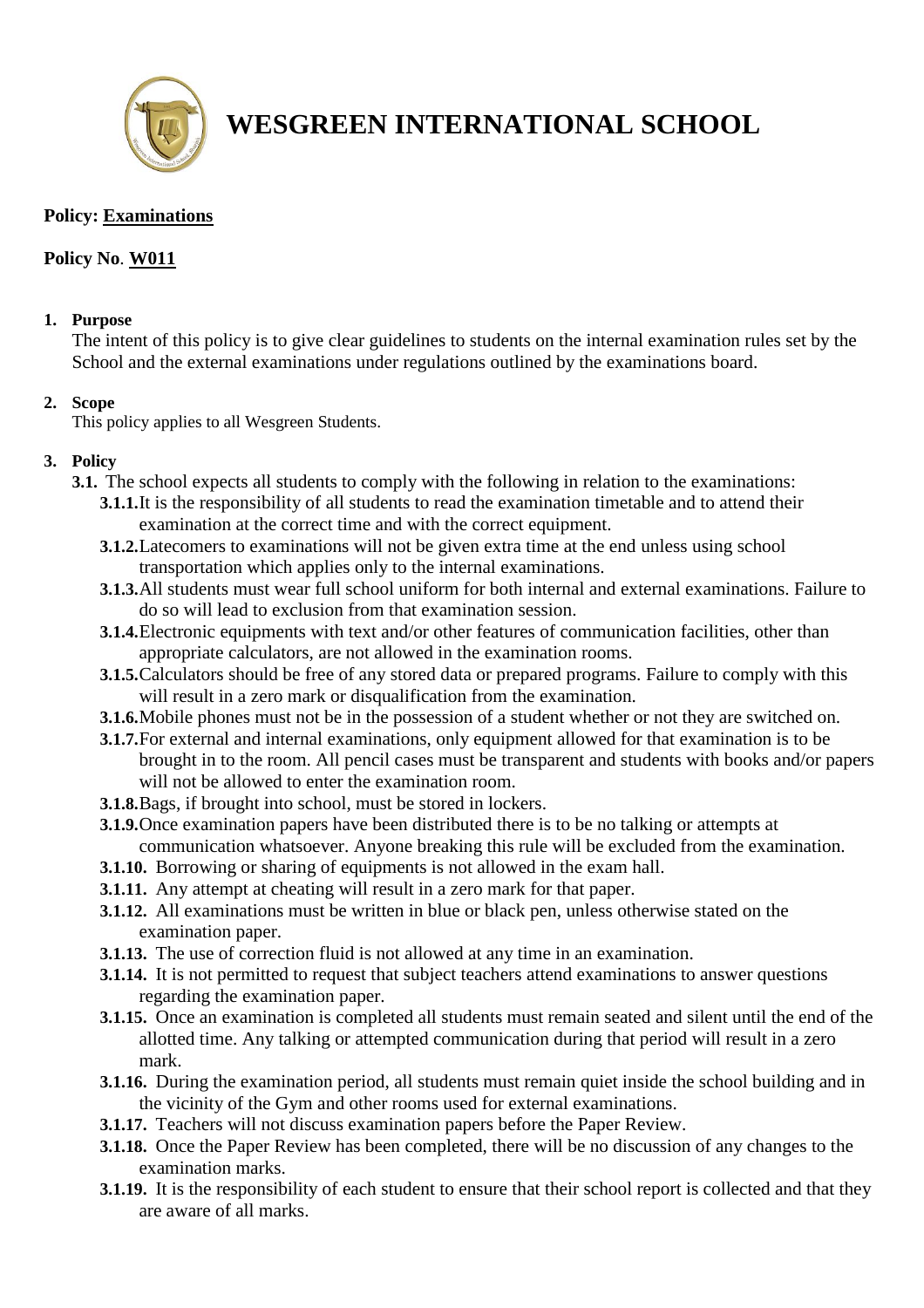# WESGREEN INTERNATIONAL SCHOOL

**Policy: Examinations**

**Policy No. W011**

**1. Purpose**

The intent of this policy is to give clear guidelines to students on the internal examination rules set by the School and the external examinations under regulations outlined by the examinations board.

**2. Scope**

This policy applies to all Wesgreen Students.

**3. Policy**

**3.1.** The school expects all students to comply with the following in relation to the examinations:

- **3.1.1.** It is the responsibility of all students to read the examination timetable and to attend their examination at the correct time and with the correct equipment.
- **3.1.2.** Latecomers to examinations will not be given extra time at the end unless using school transportation which applies only to the internal examinations.
- **3.1.3.** All students must wear full school uniform for both internal and external examinations. Failure to do so will lead to exclusion from that examination session.
- **3.1.4.** Electronic equipments with text and/or other features of communication facilities, other than appropriate calculators, are not allowed in the examination rooms.
- **3.1.5.** Calculators should be free of any stored data or prepared programs. Failure to comply with this will result in a zero mark or disqualification from the examination.
- **3.1.6.** Mobile phones must not be in the possession of a student whether or not they are switched on.
- **3.1.7.** For external and internal examinations, only equipment allowed for that examination is to be brought in to the room. All pencil cases must be transparent and students with books and/or papers will not be allowed to enter the examination room.
- **3.1.8.** Bags, if brought into school, must be stored in lockers.
- **3.1.9.** Once examination papers have been distributed there is to be no talking or attempts at communication whatsoever. Anyone breaking this rule will be excluded from the examination.
- **3.1.10.** Borrowing or sharing of equipments is not allowed in the exam hall.
- **3.1.11.** Any attempt at cheating will result in a zero mark for that paper.
- **3.1.12.** All examinations must be written in blue or black pen, unless otherwise stated on the examination paper.
- **3.1.13.** The use of correction fluid is not allowed at any time in an examination.
- **3.1.14.** It is not permitted to request that subject teachers attend examinations to answer questions regarding the examination paper.
- **3.1.15.** Once an examination is completed all students must remain seated and silent until the end of the allotted time. Any talking or attempted communication during that period will result in a zero mark.
- **3.1.16.** During the examination period, all students must remain quiet inside the school building and in the vicinity of the Gym and other rooms used for external examinations.
- **3.1.17.** Teachers will not discuss examination papers before the Paper Review.
- **3.1.18.** Once the Paper Review has been completed, there will be no discussion of any changes to the examination marks.
- **3.1.19.** It is the responsibility of each student to ensure that their school report is collected and that they are aware of all marks.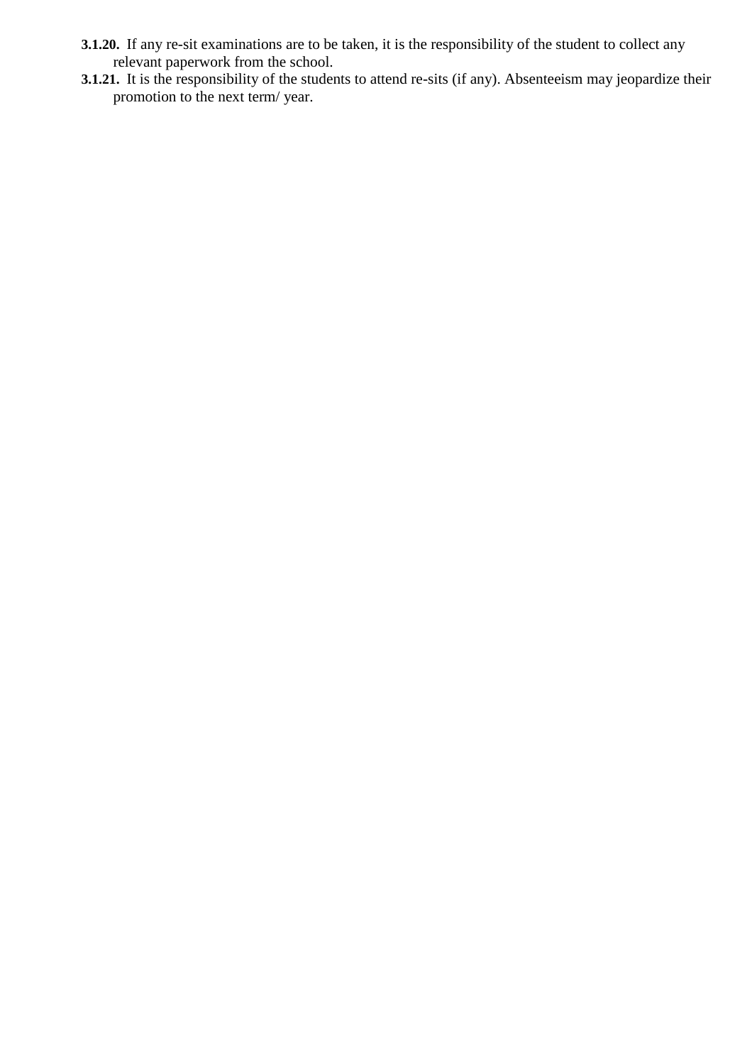**3.1.20.** If any re-sit examinations are to be taken, it is the responsibility of the student to collect any relevant paperwork from the school.

**3.1.21.** It is the responsibility of the students to attend re-sits (if any). Absenteeism may jeopardize their promotion to the next term/ year.